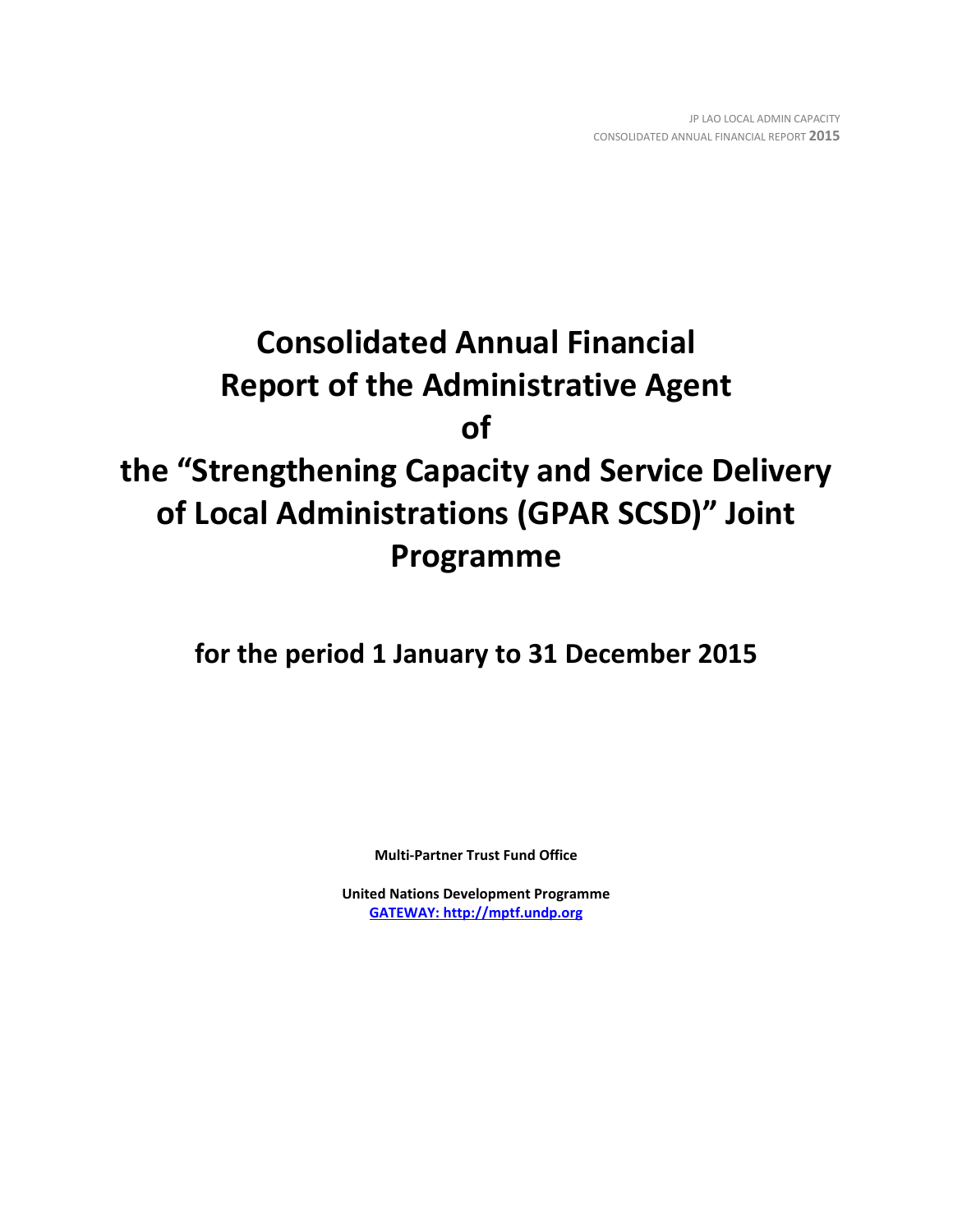# Consolidated Annual Financial Report of the Administrative Agent of the "Strengthening Capacity and Service Delivery of Local Administrations (GPAR SCSD)" Joint Programme

## for the period 1 January to 31 December 2015

**Multi-Partner Trust Fund Office**

**United Nations Development Programme**
**GATEWAY: http://mptf.undp.org**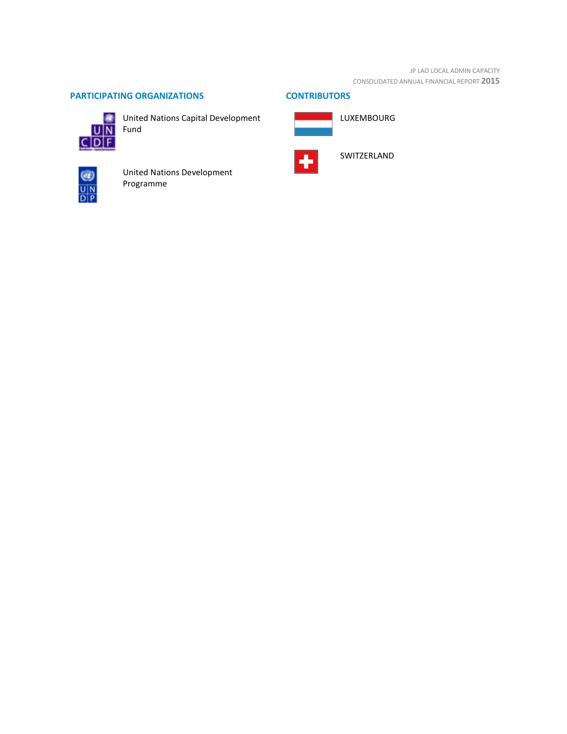## PARTICIPATING ORGANIZATIONS

United Nations Capital Development Fund

United Nations Development Programme

## CONTRIBUTORS

LUXEMBOURG

SWITZERLAND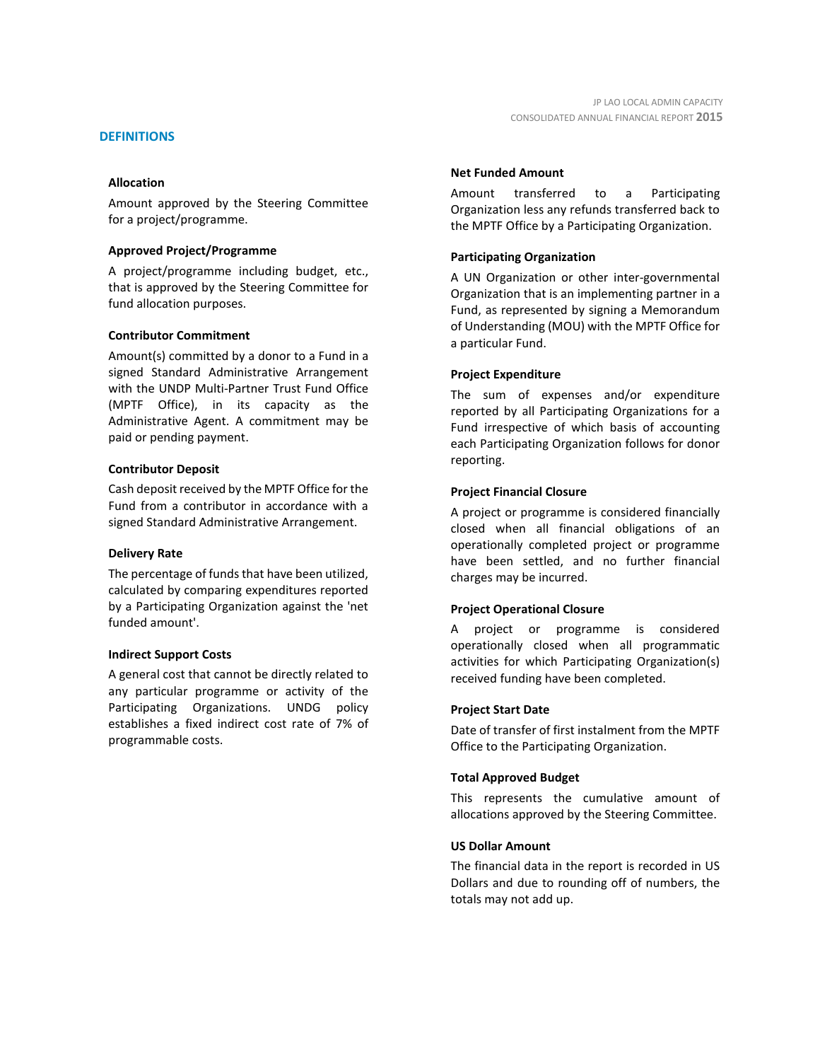## DEFINITIONS

### Allocation

Amount approved by the Steering Committee for a project/programme.

### Approved Project/Programme

A project/programme including budget, etc., that is approved by the Steering Committee for fund allocation purposes.

### Contributor Commitment

Amount(s) committed by a donor to a Fund in a signed Standard Administrative Arrangement with the UNDP Multi-Partner Trust Fund Office (MPTF Office), in its capacity as the Administrative Agent. A commitment may be paid or pending payment.

### Contributor Deposit

Cash deposit received by the MPTF Office for the Fund from a contributor in accordance with a signed Standard Administrative Arrangement.

### Delivery Rate

The percentage of funds that have been utilized, calculated by comparing expenditures reported by a Participating Organization against the 'net funded amount'.

### Indirect Support Costs

A general cost that cannot be directly related to any particular programme or activity of the Participating Organizations. UNDG policy establishes a fixed indirect cost rate of 7% of programmable costs.

### Net Funded Amount

Amount transferred to a Participating Organization less any refunds transferred back to the MPTF Office by a Participating Organization.

### Participating Organization

A UN Organization or other inter-governmental Organization that is an implementing partner in a Fund, as represented by signing a Memorandum of Understanding (MOU) with the MPTF Office for a particular Fund.

### Project Expenditure

The sum of expenses and/or expenditure reported by all Participating Organizations for a Fund irrespective of which basis of accounting each Participating Organization follows for donor reporting.

### Project Financial Closure

A project or programme is considered financially closed when all financial obligations of an operationally completed project or programme have been settled, and no further financial charges may be incurred.

### Project Operational Closure

A project or programme is considered operationally closed when all programmatic activities for which Participating Organization(s) received funding have been completed.

### Project Start Date

Date of transfer of first instalment from the MPTF Office to the Participating Organization.

### Total Approved Budget

This represents the cumulative amount of allocations approved by the Steering Committee.

### US Dollar Amount

The financial data in the report is recorded in US Dollars and due to rounding off of numbers, the totals may not add up.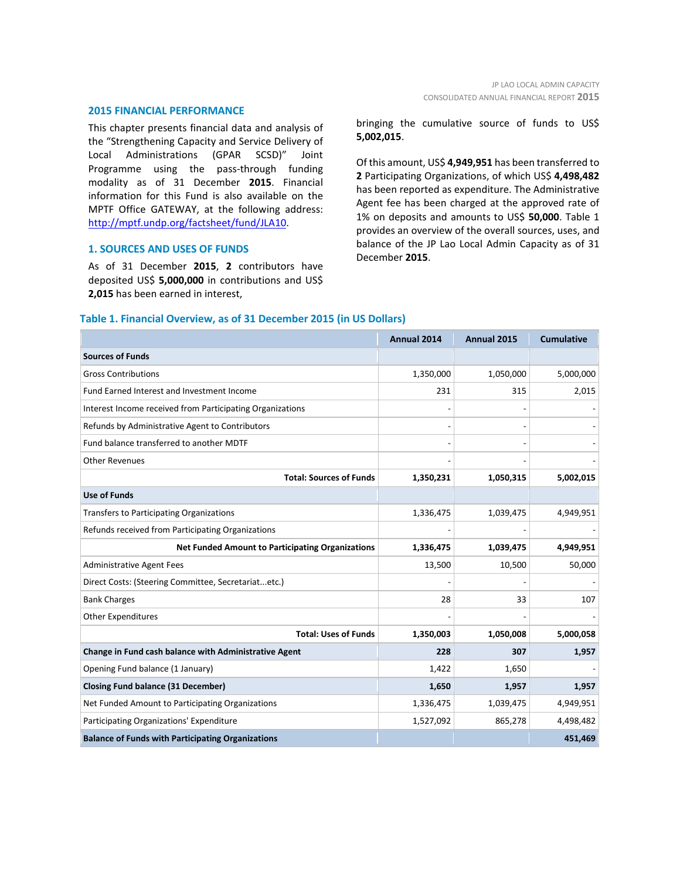## 2015 FINANCIAL PERFORMANCE

This chapter presents financial data and analysis of the "Strengthening Capacity and Service Delivery of Local Administrations (GPAR SCSD)" Joint Programme using the pass-through funding modality as of 31 December **2015**. Financial information for this Fund is also available on the MPTF Office GATEWAY, at the following address: http://mptf.undp.org/factsheet/fund/JLA10.

## 1. SOURCES AND USES OF FUNDS

As of 31 December **2015**, **2** contributors have deposited US$ **5,000,000** in contributions and US$ **2,015** has been earned in interest, bringing the cumulative source of funds to US$ **5,002,015**.

Of this amount, US$ **4,949,951** has been transferred to **2** Participating Organizations, of which US$ **4,498,482** has been reported as expenditure. The Administrative Agent fee has been charged at the approved rate of 1% on deposits and amounts to US$ **50,000**. Table 1 provides an overview of the overall sources, uses, and balance of the JP Lao Local Admin Capacity as of 31 December **2015**.

### Table 1. Financial Overview, as of 31 December 2015 (in US Dollars)

| | Annual 2014 | Annual 2015 | Cumulative |
|---|---|---|---|
| **Sources of Funds** | | | |
| Gross Contributions | 1,350,000 | 1,050,000 | 5,000,000 |
| Fund Earned Interest and Investment Income | 231 | 315 | 2,015 |
| Interest Income received from Participating Organizations | - | - | - |
| Refunds by Administrative Agent to Contributors | - | - | - |
| Fund balance transferred to another MDTF | - | - | - |
| Other Revenues | - | - | - |
| **Total: Sources of Funds** | **1,350,231** | **1,050,315** | **5,002,015** |
| **Use of Funds** | | | |
| Transfers to Participating Organizations | 1,336,475 | 1,039,475 | 4,949,951 |
| Refunds received from Participating Organizations | - | - | - |
| **Net Funded Amount to Participating Organizations** | **1,336,475** | **1,039,475** | **4,949,951** |
| Administrative Agent Fees | 13,500 | 10,500 | 50,000 |
| Direct Costs: (Steering Committee, Secretariat...etc.) | - | - | - |
| Bank Charges | 28 | 33 | 107 |
| Other Expenditures | - | - | - |
| **Total: Uses of Funds** | **1,350,003** | **1,050,008** | **5,000,058** |
| **Change in Fund cash balance with Administrative Agent** | **228** | **307** | **1,957** |
| Opening Fund balance (1 January) | 1,422 | 1,650 | - |
| **Closing Fund balance (31 December)** | **1,650** | **1,957** | **1,957** |
| Net Funded Amount to Participating Organizations | 1,336,475 | 1,039,475 | 4,949,951 |
| Participating Organizations' Expenditure | 1,527,092 | 865,278 | 4,498,482 |
| **Balance of Funds with Participating Organizations** | | | **451,469** |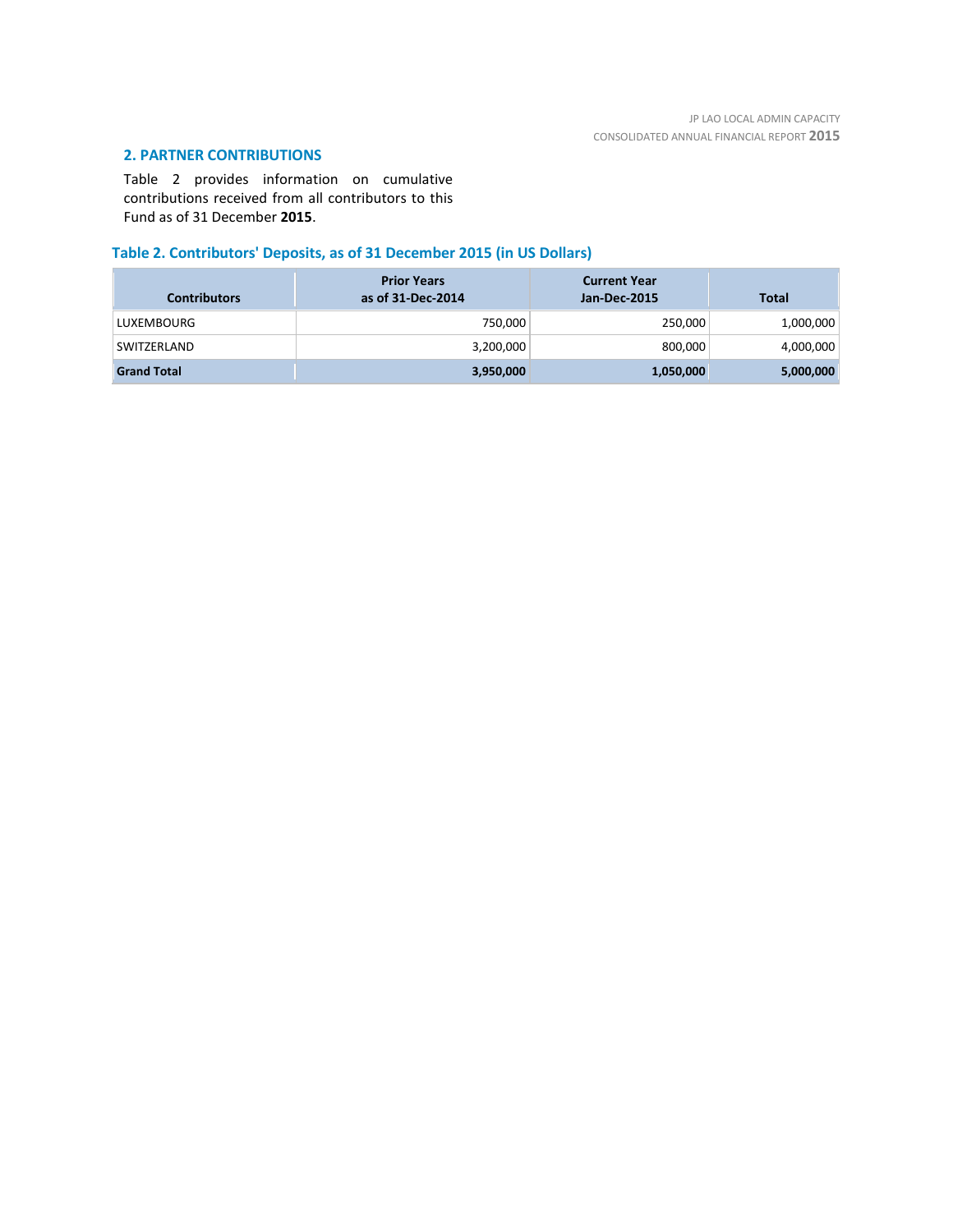## 2. PARTNER CONTRIBUTIONS

Table 2 provides information on cumulative contributions received from all contributors to this Fund as of 31 December **2015**.

### Table 2. Contributors' Deposits, as of 31 December 2015 (in US Dollars)

| Contributors | Prior Years as of 31-Dec-2014 | Current Year Jan-Dec-2015 | Total |
|---|---:|---:|---:|
| LUXEMBOURG | 750,000 | 250,000 | 1,000,000 |
| SWITZERLAND | 3,200,000 | 800,000 | 4,000,000 |
| **Grand Total** | **3,950,000** | **1,050,000** | **5,000,000** |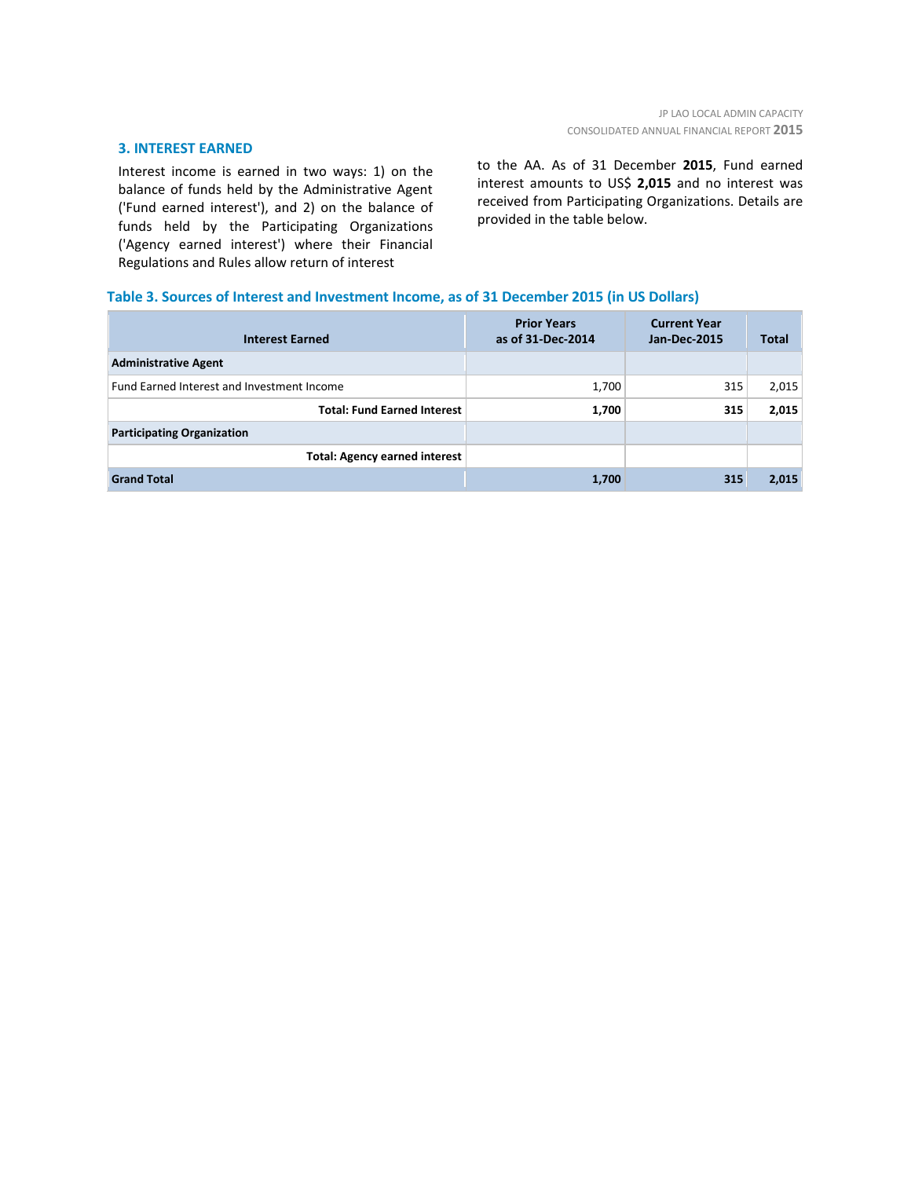## 3. INTEREST EARNED

Interest income is earned in two ways: 1) on the balance of funds held by the Administrative Agent ('Fund earned interest'), and 2) on the balance of funds held by the Participating Organizations ('Agency earned interest') where their Financial Regulations and Rules allow return of interest to the AA. As of 31 December **2015**, Fund earned interest amounts to US$ **2,015** and no interest was received from Participating Organizations. Details are provided in the table below.

**Table 3. Sources of Interest and Investment Income, as of 31 December 2015 (in US Dollars)**

| Interest Earned | Prior Years as of 31-Dec-2014 | Current Year Jan-Dec-2015 | Total |
|---|---|---|---|
| **Administrative Agent** | | | |
| Fund Earned Interest and Investment Income | 1,700 | 315 | 2,015 |
| **Total: Fund Earned Interest** | **1,700** | **315** | **2,015** |
| **Participating Organization** | | | |
| **Total: Agency earned interest** | | | |
| **Grand Total** | **1,700** | **315** | **2,015** |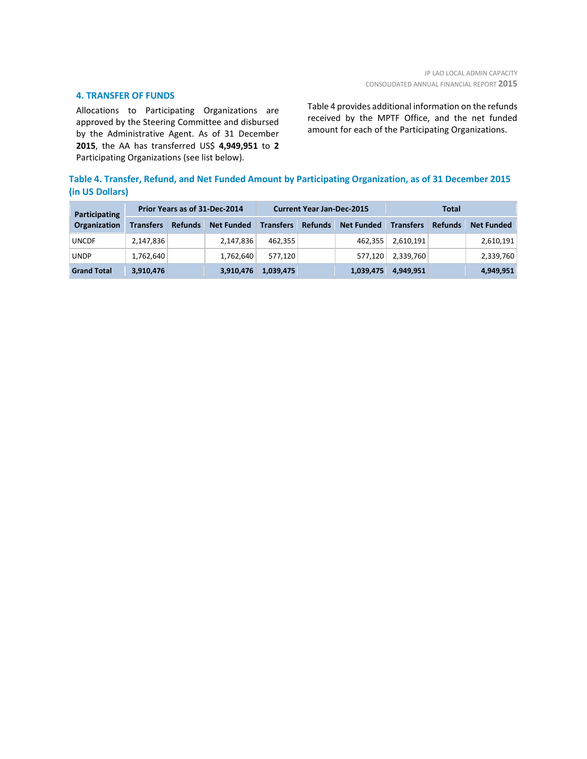## 4. TRANSFER OF FUNDS

Allocations to Participating Organizations are approved by the Steering Committee and disbursed by the Administrative Agent. As of 31 December **2015**, the AA has transferred US$ **4,949,951** to **2** Participating Organizations (see list below).

Table 4 provides additional information on the refunds received by the MPTF Office, and the net funded amount for each of the Participating Organizations.

### Table 4. Transfer, Refund, and Net Funded Amount by Participating Organization, as of 31 December 2015 (in US Dollars)

| Participating Organization | Prior Years as of 31-Dec-2014 | | | Current Year Jan-Dec-2015 | | | Total | | |
|---|---|---|---|---|---|---|---|---|---|
| | Transfers | Refunds | Net Funded | Transfers | Refunds | Net Funded | Transfers | Refunds | Net Funded |
| UNCDF | 2,147,836 | | 2,147,836 | 462,355 | | 462,355 | 2,610,191 | | 2,610,191 |
| UNDP | 1,762,640 | | 1,762,640 | 577,120 | | 577,120 | 2,339,760 | | 2,339,760 |
| **Grand Total** | **3,910,476** | | **3,910,476** | **1,039,475** | | **1,039,475** | **4,949,951** | | **4,949,951** |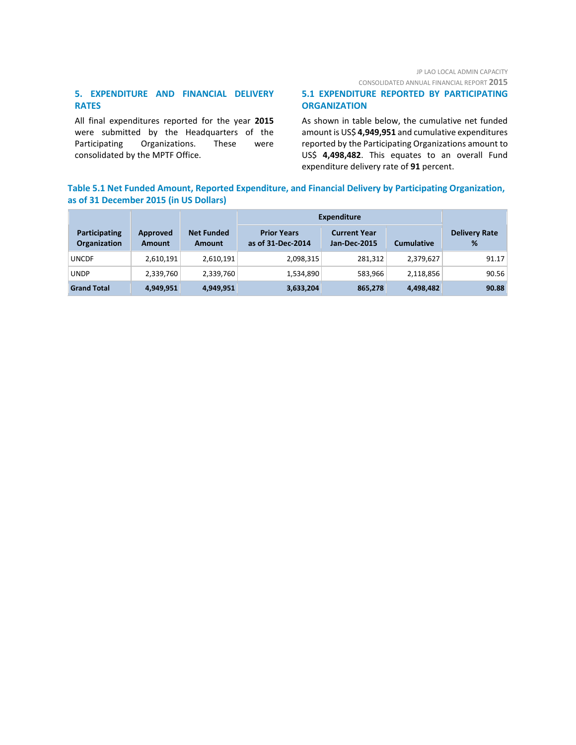## 5. EXPENDITURE AND FINANCIAL DELIVERY RATES

All final expenditures reported for the year **2015** were submitted by the Headquarters of the Participating Organizations. These were consolidated by the MPTF Office.

### 5.1 EXPENDITURE REPORTED BY PARTICIPATING ORGANIZATION

As shown in table below, the cumulative net funded amount is US$ **4,949,951** and cumulative expenditures reported by the Participating Organizations amount to US$ **4,498,482**. This equates to an overall Fund expenditure delivery rate of **91** percent.

**Table 5.1 Net Funded Amount, Reported Expenditure, and Financial Delivery by Participating Organization, as of 31 December 2015 (in US Dollars)**

| Participating Organization | Approved Amount | Net Funded Amount | Expenditure | | | Delivery Rate % |
|---|---|---|---|---|---|---|
| | | | Prior Years as of 31-Dec-2014 | Current Year Jan-Dec-2015 | Cumulative | |
| UNCDF | 2,610,191 | 2,610,191 | 2,098,315 | 281,312 | 2,379,627 | 91.17 |
| UNDP | 2,339,760 | 2,339,760 | 1,534,890 | 583,966 | 2,118,856 | 90.56 |
| **Grand Total** | **4,949,951** | **4,949,951** | **3,633,204** | **865,278** | **4,498,482** | **90.88** |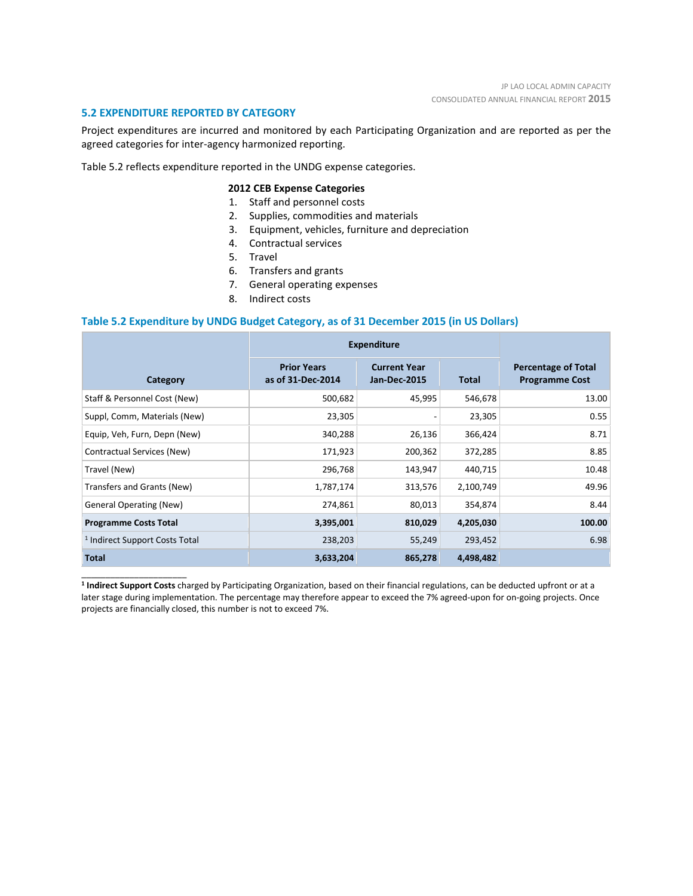## 5.2 EXPENDITURE REPORTED BY CATEGORY

Project expenditures are incurred and monitored by each Participating Organization and are reported as per the agreed categories for inter-agency harmonized reporting.

Table 5.2 reflects expenditure reported in the UNDG expense categories.

**2012 CEB Expense Categories**

1. Staff and personnel costs
2. Supplies, commodities and materials
3. Equipment, vehicles, furniture and depreciation
4. Contractual services
5. Travel
6. Transfers and grants
7. General operating expenses
8. Indirect costs

### Table 5.2 Expenditure by UNDG Budget Category, as of 31 December 2015 (in US Dollars)

| Category | Expenditure | | | Percentage of Total Programme Cost |
|---|---|---|---|---|
| | Prior Years as of 31-Dec-2014 | Current Year Jan-Dec-2015 | Total | |
| Staff & Personnel Cost (New) | 500,682 | 45,995 | 546,678 | 13.00 |
| Suppl, Comm, Materials (New) | 23,305 | - | 23,305 | 0.55 |
| Equip, Veh, Furn, Depn (New) | 340,288 | 26,136 | 366,424 | 8.71 |
| Contractual Services (New) | 171,923 | 200,362 | 372,285 | 8.85 |
| Travel (New) | 296,768 | 143,947 | 440,715 | 10.48 |
| Transfers and Grants (New) | 1,787,174 | 313,576 | 2,100,749 | 49.96 |
| General Operating (New) | 274,861 | 80,013 | 354,874 | 8.44 |
| **Programme Costs Total** | **3,395,001** | **810,029** | **4,205,030** | **100.00** |
| [1] Indirect Support Costs Total | 238,203 | 55,249 | 293,452 | 6.98 |
| **Total** | **3,633,204** | **865,278** | **4,498,482** | |

[1] **Indirect Support Costs** charged by Participating Organization, based on their financial regulations, can be deducted upfront or at a later stage during implementation. The percentage may therefore appear to exceed the 7% agreed-upon for on-going projects. Once projects are financially closed, this number is not to exceed 7%.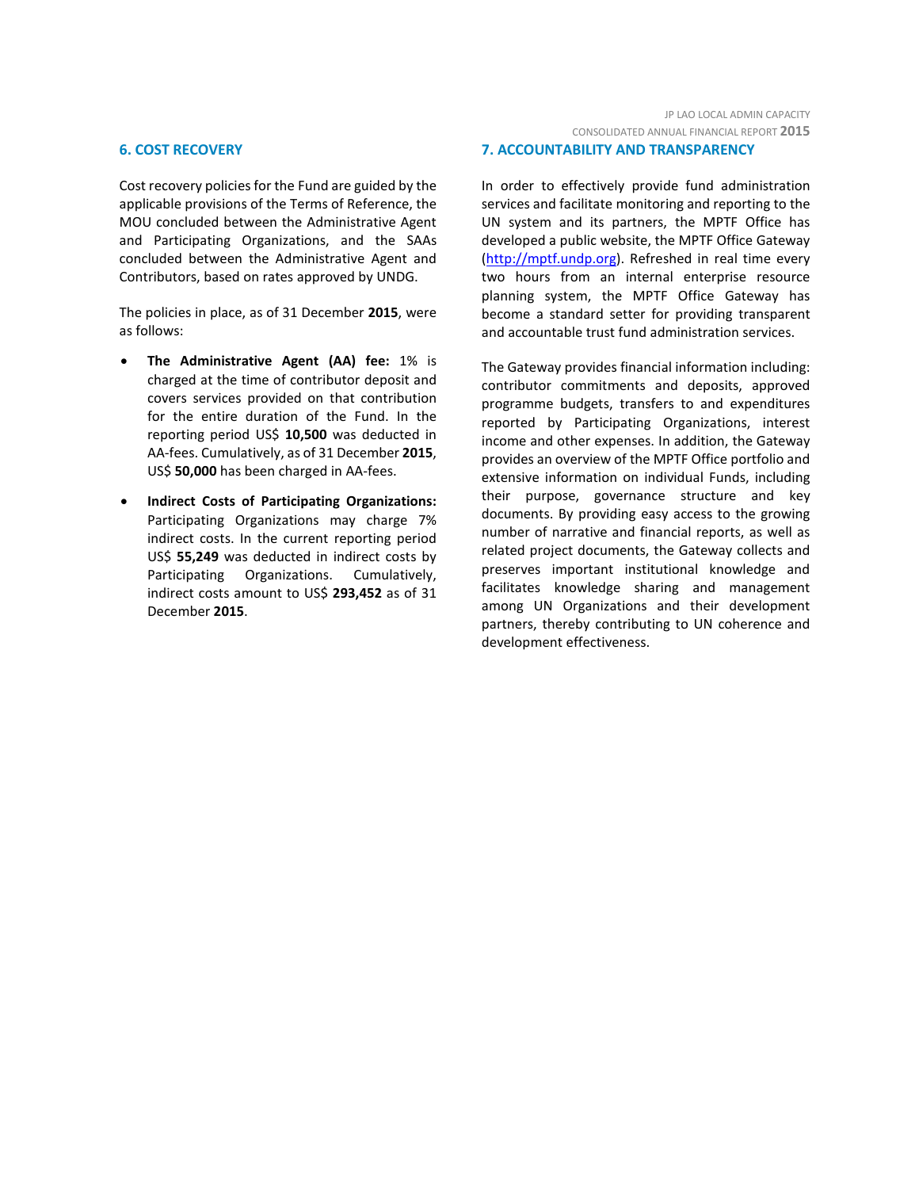## 6. COST RECOVERY

Cost recovery policies for the Fund are guided by the applicable provisions of the Terms of Reference, the MOU concluded between the Administrative Agent and Participating Organizations, and the SAAs concluded between the Administrative Agent and Contributors, based on rates approved by UNDG.

The policies in place, as of 31 December **2015**, were as follows:

- **The Administrative Agent (AA) fee:** 1% is charged at the time of contributor deposit and covers services provided on that contribution for the entire duration of the Fund. In the reporting period US$ **10,500** was deducted in AA-fees. Cumulatively, as of 31 December **2015**, US$ **50,000** has been charged in AA-fees.
- **Indirect Costs of Participating Organizations:** Participating Organizations may charge 7% indirect costs. In the current reporting period US$ **55,249** was deducted in indirect costs by Participating Organizations. Cumulatively, indirect costs amount to US$ **293,452** as of 31 December **2015**.

## 7. ACCOUNTABILITY AND TRANSPARENCY

In order to effectively provide fund administration services and facilitate monitoring and reporting to the UN system and its partners, the MPTF Office has developed a public website, the MPTF Office Gateway (http://mptf.undp.org). Refreshed in real time every two hours from an internal enterprise resource planning system, the MPTF Office Gateway has become a standard setter for providing transparent and accountable trust fund administration services.

The Gateway provides financial information including: contributor commitments and deposits, approved programme budgets, transfers to and expenditures reported by Participating Organizations, interest income and other expenses. In addition, the Gateway provides an overview of the MPTF Office portfolio and extensive information on individual Funds, including their purpose, governance structure and key documents. By providing easy access to the growing number of narrative and financial reports, as well as related project documents, the Gateway collects and preserves important institutional knowledge and facilitates knowledge sharing and management among UN Organizations and their development partners, thereby contributing to UN coherence and development effectiveness.